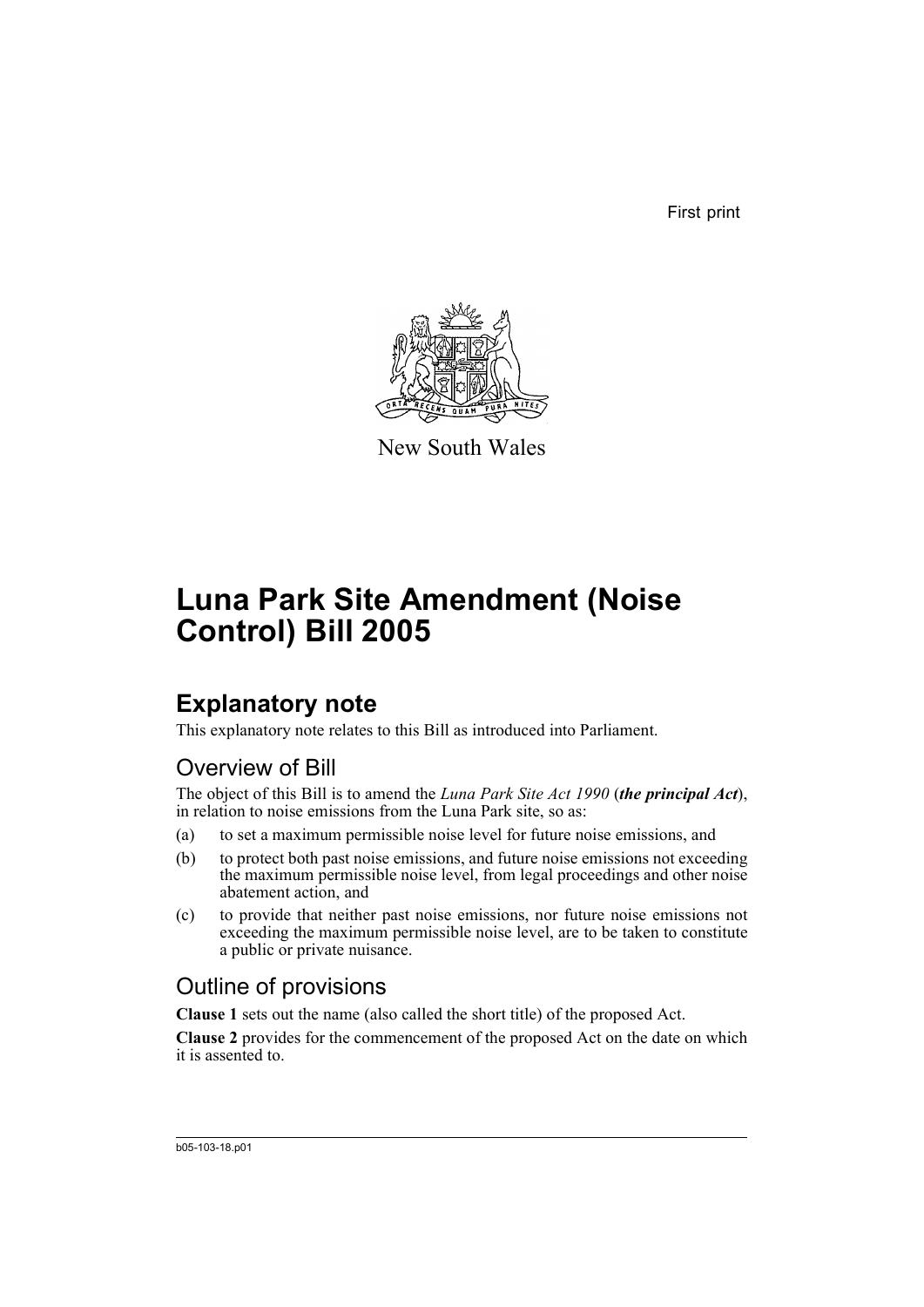First print

New South Wales

# Luna Park Site Amendment (Noise Control) Bill 2005

## Explanatory note

This explanatory note relates to this Bill as introduced into Parliament.

### Overview of Bill

The object of this Bill is to amend the *Luna Park Site Act 1990* (***the principal Act***), in relation to noise emissions from the Luna Park site, so as:

(a) to set a maximum permissible noise level for future noise emissions, and

(b) to protect both past noise emissions, and future noise emissions not exceeding the maximum permissible noise level, from legal proceedings and other noise abatement action, and

(c) to provide that neither past noise emissions, nor future noise emissions not exceeding the maximum permissible noise level, are to be taken to constitute a public or private nuisance.

### Outline of provisions

**Clause 1** sets out the name (also called the short title) of the proposed Act.

**Clause 2** provides for the commencement of the proposed Act on the date on which it is assented to.

b05-103-18.p01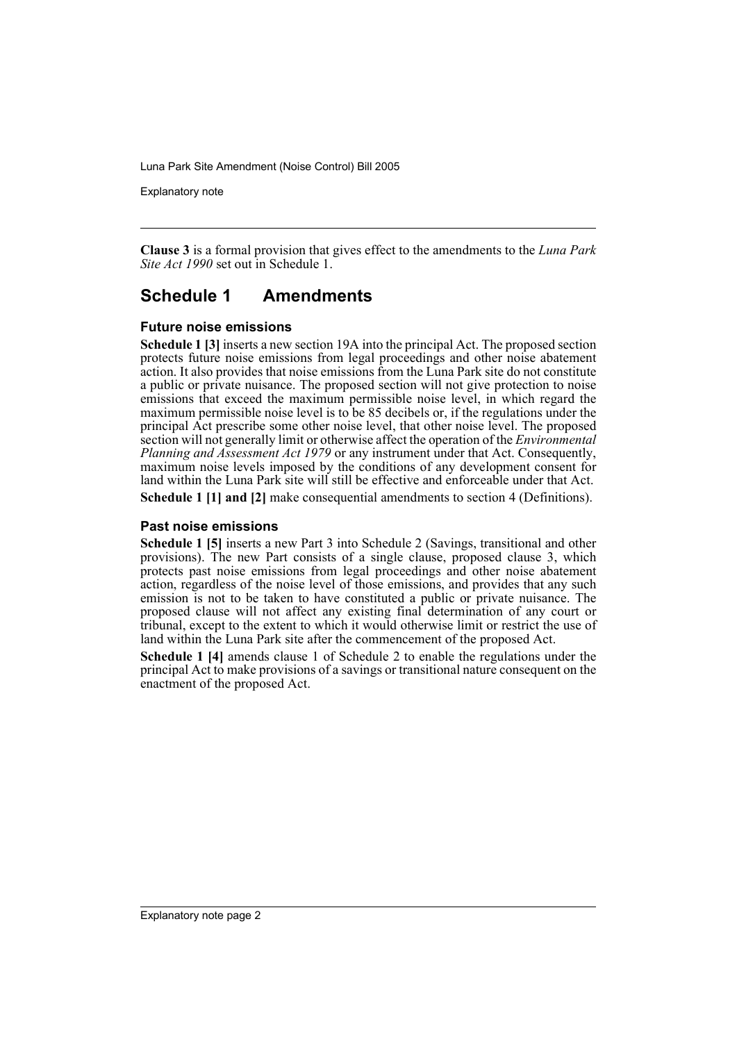**Clause 3** is a formal provision that gives effect to the amendments to the *Luna Park Site Act 1990* set out in Schedule 1.

## Schedule 1 Amendments

### Future noise emissions

**Schedule 1 [3]** inserts a new section 19A into the principal Act. The proposed section protects future noise emissions from legal proceedings and other noise abatement action. It also provides that noise emissions from the Luna Park site do not constitute a public or private nuisance. The proposed section will not give protection to noise emissions that exceed the maximum permissible noise level, in which regard the maximum permissible noise level is to be 85 decibels or, if the regulations under the principal Act prescribe some other noise level, that other noise level. The proposed section will not generally limit or otherwise affect the operation of the *Environmental Planning and Assessment Act 1979* or any instrument under that Act. Consequently, maximum noise levels imposed by the conditions of any development consent for land within the Luna Park site will still be effective and enforceable under that Act.

**Schedule 1 [1] and [2]** make consequential amendments to section 4 (Definitions).

### Past noise emissions

**Schedule 1 [5]** inserts a new Part 3 into Schedule 2 (Savings, transitional and other provisions). The new Part consists of a single clause, proposed clause 3, which protects past noise emissions from legal proceedings and other noise abatement action, regardless of the noise level of those emissions, and provides that any such emission is not to be taken to have constituted a public or private nuisance. The proposed clause will not affect any existing final determination of any court or tribunal, except to the extent to which it would otherwise limit or restrict the use of land within the Luna Park site after the commencement of the proposed Act.

**Schedule 1 [4]** amends clause 1 of Schedule 2 to enable the regulations under the principal Act to make provisions of a savings or transitional nature consequent on the enactment of the proposed Act.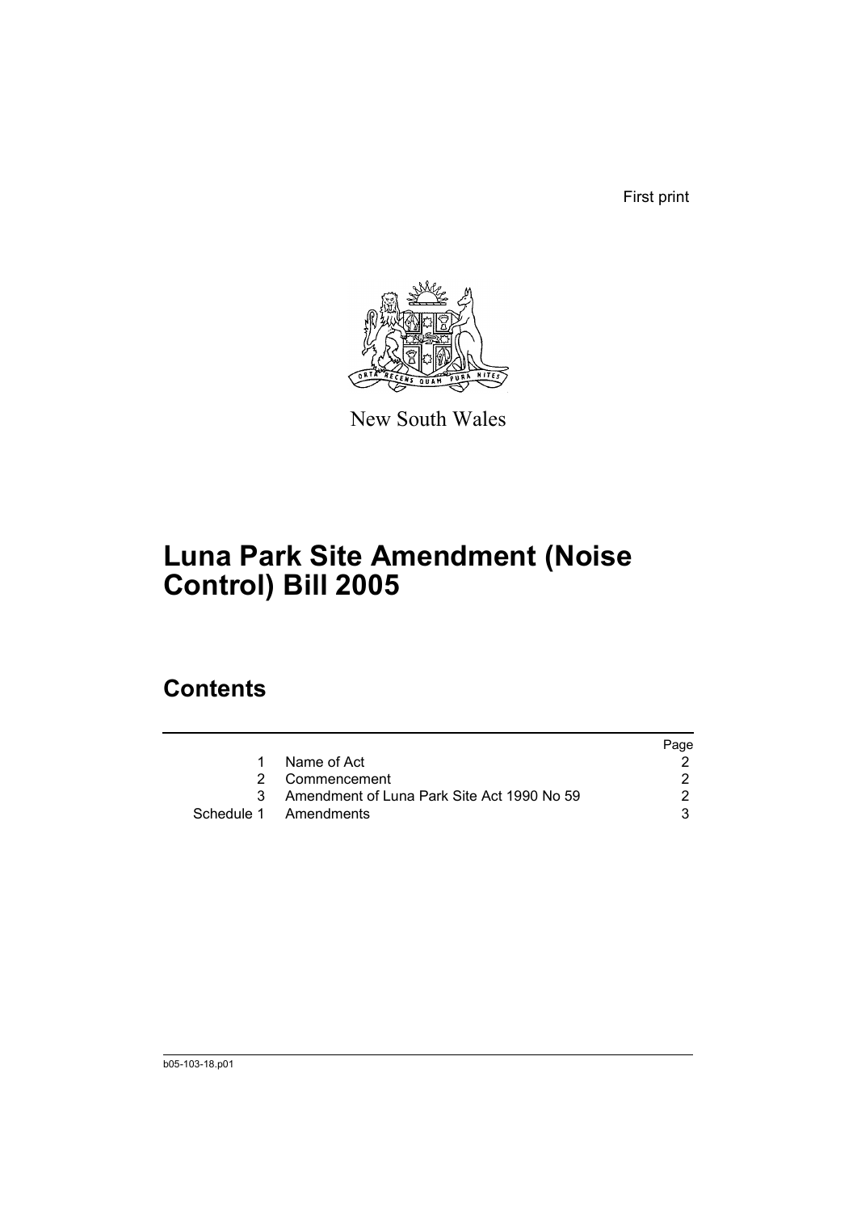First print

New South Wales

# Luna Park Site Amendment (Noise Control) Bill 2005

## Contents

| | | Page |
|---|---|---|
| 1 | Name of Act | 2 |
| 2 | Commencement | 2 |
| 3 | Amendment of Luna Park Site Act 1990 No 59 | 2 |
| Schedule 1 | Amendments | 3 |

b05-103-18.p01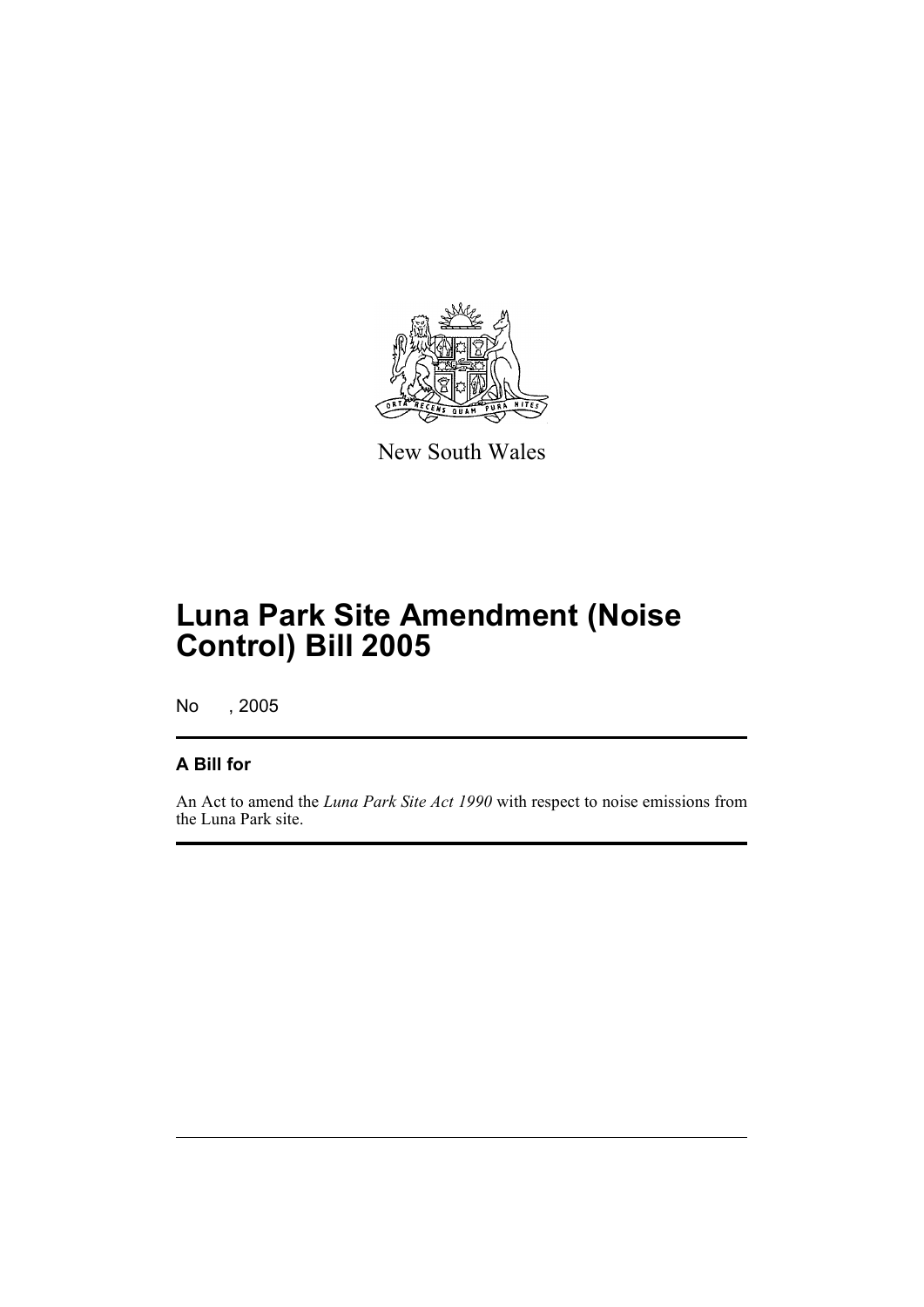New South Wales

# Luna Park Site Amendment (Noise Control) Bill 2005

No , 2005

## A Bill for

An Act to amend the *Luna Park Site Act 1990* with respect to noise emissions from the Luna Park site.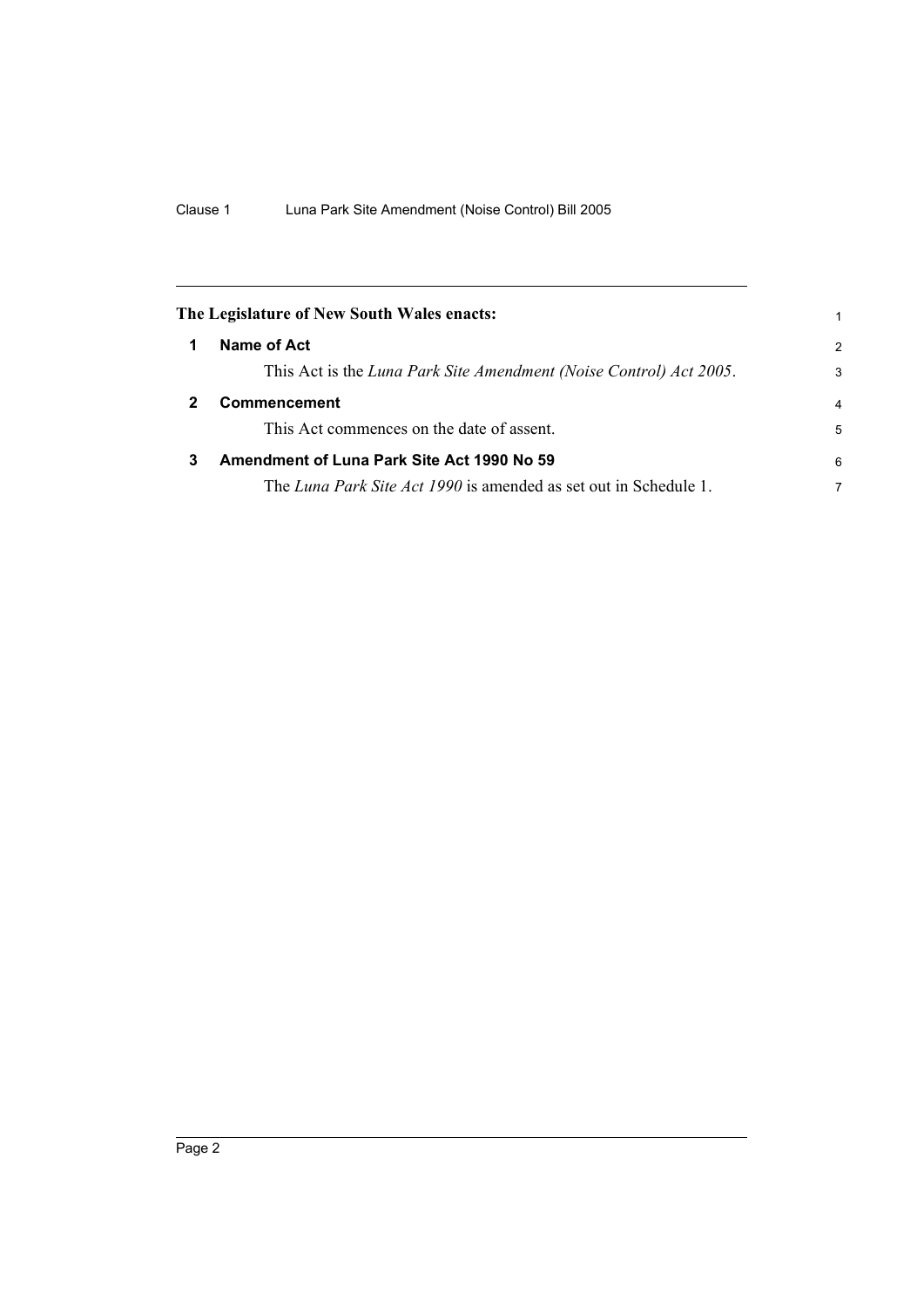**The Legislature of New South Wales enacts:**

## 1 Name of Act

This Act is the *Luna Park Site Amendment (Noise Control) Act 2005*.

## 2 Commencement

This Act commences on the date of assent.

## 3 Amendment of Luna Park Site Act 1990 No 59

The *Luna Park Site Act 1990* is amended as set out in Schedule 1.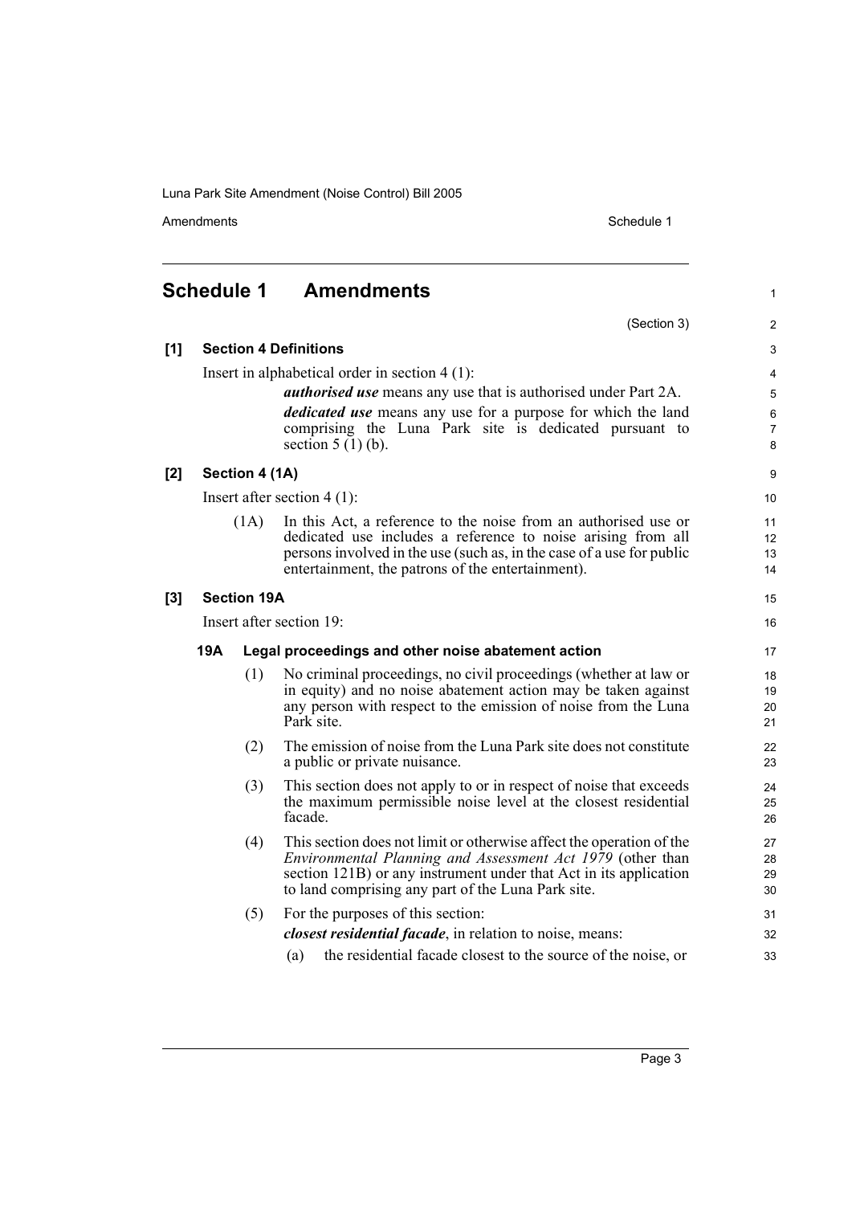# Schedule 1 Amendments

(Section 3)

**[1] Section 4 Definitions**

Insert in alphabetical order in section 4 (1):

> ***authorised use*** means any use that is authorised under Part 2A.
>
> ***dedicated use*** means any use for a purpose for which the land comprising the Luna Park site is dedicated pursuant to section 5 (1) (b).

**[2] Section 4 (1A)**

Insert after section 4 (1):

> (1A) In this Act, a reference to the noise from an authorised use or dedicated use includes a reference to noise arising from all persons involved in the use (such as, in the case of a use for public entertainment, the patrons of the entertainment).

**[3] Section 19A**

Insert after section 19:

**19A Legal proceedings and other noise abatement action**

(1) No criminal proceedings, no civil proceedings (whether at law or in equity) and no noise abatement action may be taken against any person with respect to the emission of noise from the Luna Park site.

(2) The emission of noise from the Luna Park site does not constitute a public or private nuisance.

(3) This section does not apply to or in respect of noise that exceeds the maximum permissible noise level at the closest residential facade.

(4) This section does not limit or otherwise affect the operation of the *Environmental Planning and Assessment Act 1979* (other than section 121B) or any instrument under that Act in its application to land comprising any part of the Luna Park site.

(5) For the purposes of this section:

***closest residential facade***, in relation to noise, means:

(a) the residential facade closest to the source of the noise, or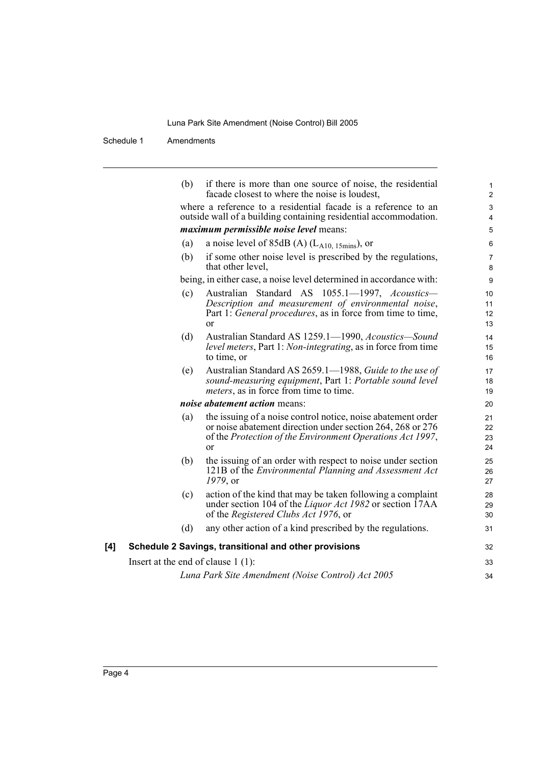(b) if there is more than one source of noise, the residential facade closest to where the noise is loudest,

where a reference to a residential facade is a reference to an outside wall of a building containing residential accommodation.

***maximum permissible noise level*** means:

(a) a noise level of 85dB (A) ($L_{A10, 15mins}$), or

(b) if some other noise level is prescribed by the regulations, that other level,

being, in either case, a noise level determined in accordance with:

(c) Australian Standard AS 1055.1—1997, *Acoustics—Description and measurement of environmental noise*, Part 1: *General procedures*, as in force from time to time, or

(d) Australian Standard AS 1259.1—1990, *Acoustics—Sound level meters*, Part 1: *Non-integrating*, as in force from time to time, or

(e) Australian Standard AS 2659.1—1988, *Guide to the use of sound-measuring equipment*, Part 1: *Portable sound level meters*, as in force from time to time.

***noise abatement action*** means:

(a) the issuing of a noise control notice, noise abatement order or noise abatement direction under section 264, 268 or 276 of the *Protection of the Environment Operations Act 1997*, or

(b) the issuing of an order with respect to noise under section 121B of the *Environmental Planning and Assessment Act 1979*, or

(c) action of the kind that may be taken following a complaint under section 104 of the *Liquor Act 1982* or section 17AA of the *Registered Clubs Act 1976*, or

(d) any other action of a kind prescribed by the regulations.

**[4] Schedule 2 Savings, transitional and other provisions**

Insert at the end of clause 1 (1):

*Luna Park Site Amendment (Noise Control) Act 2005*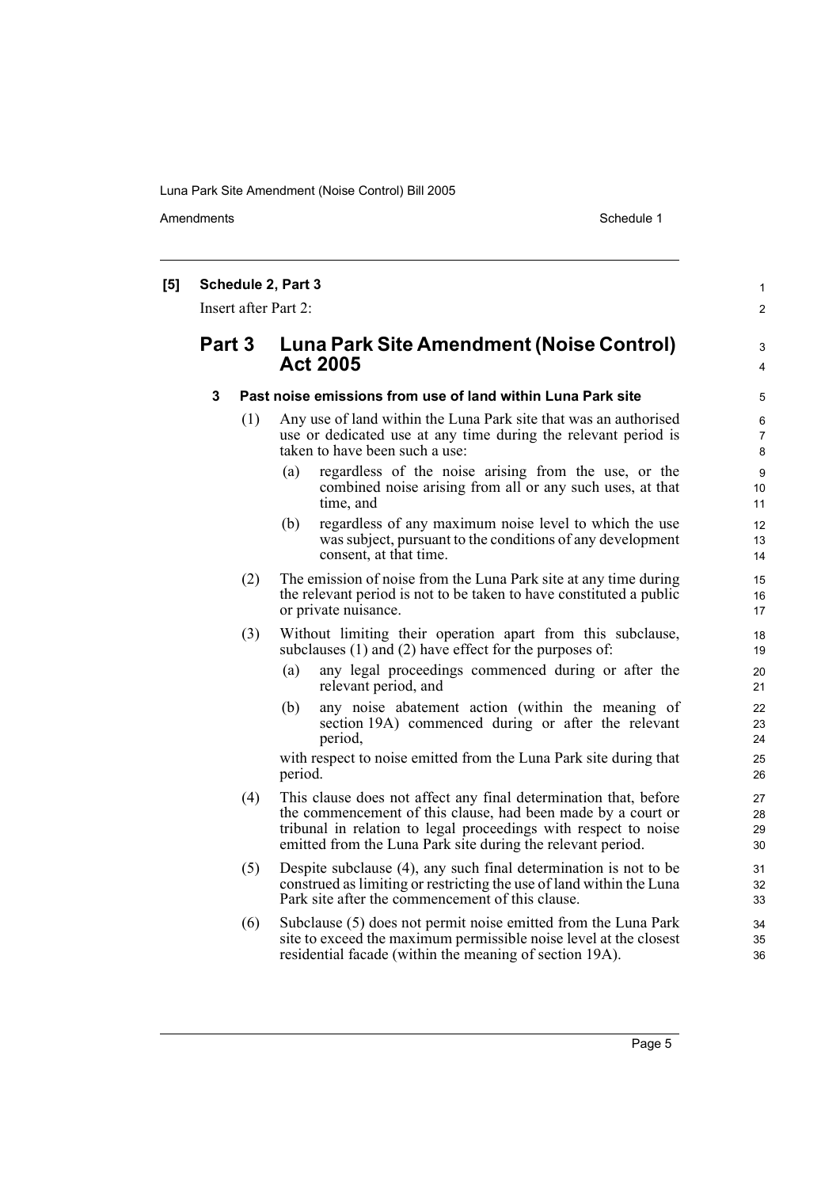**[5] Schedule 2, Part 3**

Insert after Part 2:

## Part 3 Luna Park Site Amendment (Noise Control) Act 2005

### 3 Past noise emissions from use of land within Luna Park site

(1) Any use of land within the Luna Park site that was an authorised use or dedicated use at any time during the relevant period is taken to have been such a use:

- (a) regardless of the noise arising from the use, or the combined noise arising from all or any such uses, at that time, and
- (b) regardless of any maximum noise level to which the use was subject, pursuant to the conditions of any development consent, at that time.

(2) The emission of noise from the Luna Park site at any time during the relevant period is not to be taken to have constituted a public or private nuisance.

(3) Without limiting their operation apart from this subclause, subclauses (1) and (2) have effect for the purposes of:

- (a) any legal proceedings commenced during or after the relevant period, and
- (b) any noise abatement action (within the meaning of section 19A) commenced during or after the relevant period,

with respect to noise emitted from the Luna Park site during that period.

(4) This clause does not affect any final determination that, before the commencement of this clause, had been made by a court or tribunal in relation to legal proceedings with respect to noise emitted from the Luna Park site during the relevant period.

(5) Despite subclause (4), any such final determination is not to be construed as limiting or restricting the use of land within the Luna Park site after the commencement of this clause.

(6) Subclause (5) does not permit noise emitted from the Luna Park site to exceed the maximum permissible noise level at the closest residential facade (within the meaning of section 19A).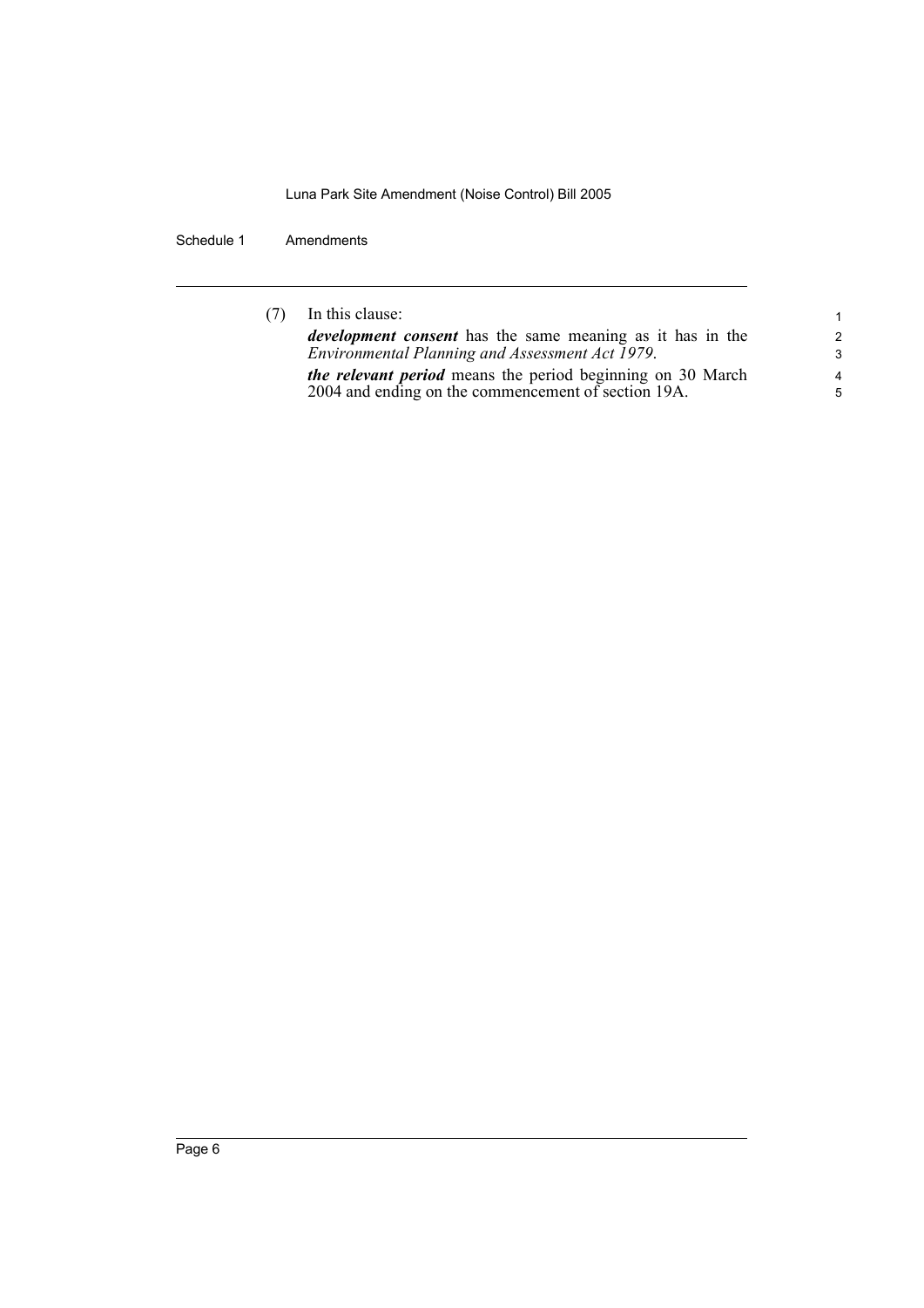(7) In this clause:

***development consent*** has the same meaning as it has in the *Environmental Planning and Assessment Act 1979*.

***the relevant period*** means the period beginning on 30 March 2004 and ending on the commencement of section 19A.